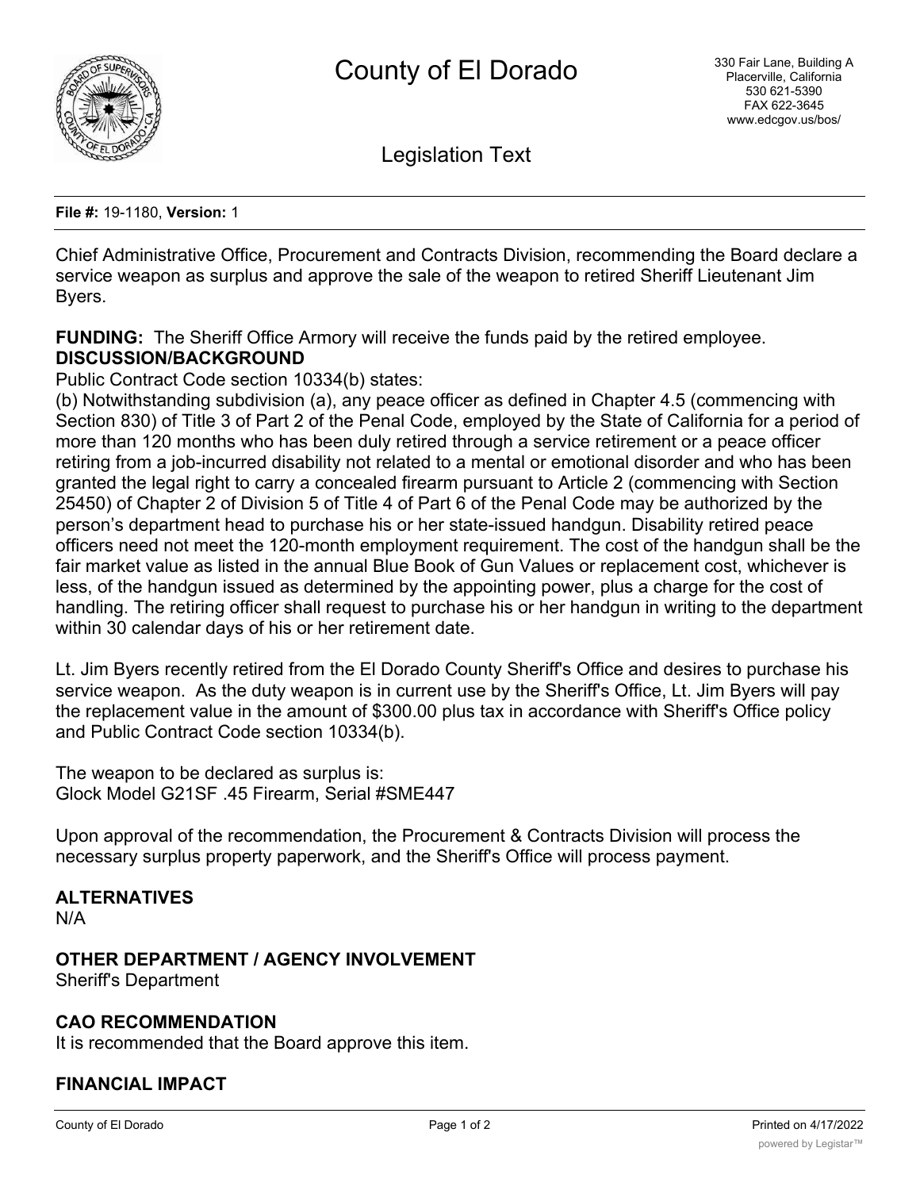# County of El Dorado

330 Fair Lane, Building A
Placerville, California
530 621-5390
FAX 622-3645
www.edcgov.us/bos/

## Legislation Text

**File #:** 19-1180, **Version:** 1

Chief Administrative Office, Procurement and Contracts Division, recommending the Board declare a service weapon as surplus and approve the sale of the weapon to retired Sheriff Lieutenant Jim Byers.

**FUNDING:** The Sheriff Office Armory will receive the funds paid by the retired employee.

**DISCUSSION/BACKGROUND**

Public Contract Code section 10334(b) states:

(b) Notwithstanding subdivision (a), any peace officer as defined in Chapter 4.5 (commencing with Section 830) of Title 3 of Part 2 of the Penal Code, employed by the State of California for a period of more than 120 months who has been duly retired through a service retirement or a peace officer retiring from a job-incurred disability not related to a mental or emotional disorder and who has been granted the legal right to carry a concealed firearm pursuant to Article 2 (commencing with Section 25450) of Chapter 2 of Division 5 of Title 4 of Part 6 of the Penal Code may be authorized by the person's department head to purchase his or her state-issued handgun. Disability retired peace officers need not meet the 120-month employment requirement. The cost of the handgun shall be the fair market value as listed in the annual Blue Book of Gun Values or replacement cost, whichever is less, of the handgun issued as determined by the appointing power, plus a charge for the cost of handling. The retiring officer shall request to purchase his or her handgun in writing to the department within 30 calendar days of his or her retirement date.

Lt. Jim Byers recently retired from the El Dorado County Sheriff's Office and desires to purchase his service weapon. As the duty weapon is in current use by the Sheriff's Office, Lt. Jim Byers will pay the replacement value in the amount of $300.00 plus tax in accordance with Sheriff's Office policy and Public Contract Code section 10334(b).

The weapon to be declared as surplus is:
Glock Model G21SF .45 Firearm, Serial #SME447

Upon approval of the recommendation, the Procurement & Contracts Division will process the necessary surplus property paperwork, and the Sheriff's Office will process payment.

**ALTERNATIVES**

N/A

**OTHER DEPARTMENT / AGENCY INVOLVEMENT**

Sheriff's Department

**CAO RECOMMENDATION**

It is recommended that the Board approve this item.

**FINANCIAL IMPACT**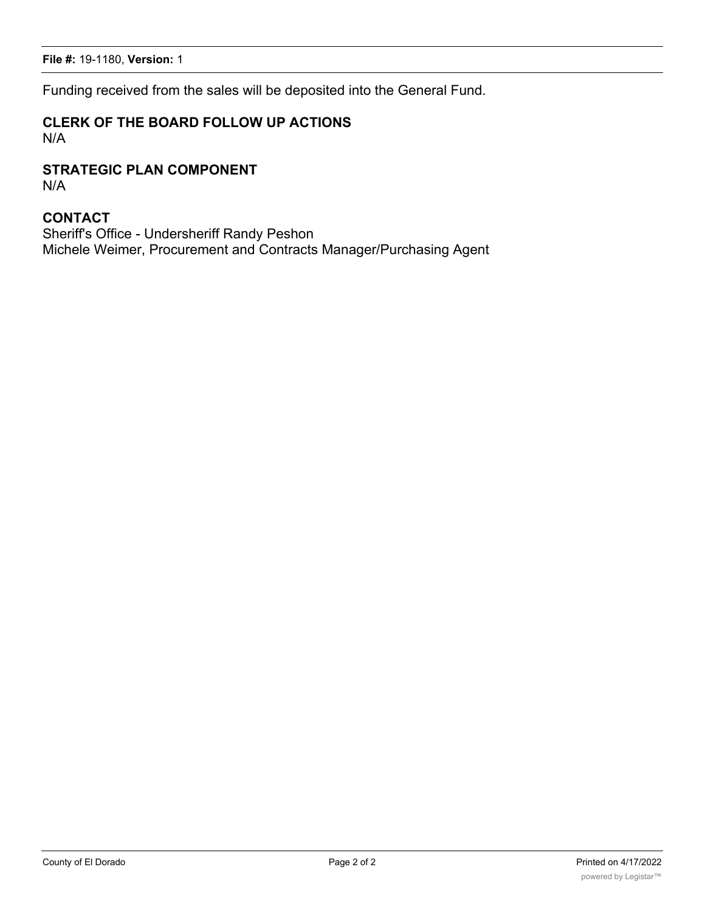Funding received from the sales will be deposited into the General Fund.

## CLERK OF THE BOARD FOLLOW UP ACTIONS

N/A

## STRATEGIC PLAN COMPONENT

N/A

## CONTACT

Sheriff's Office - Undersheriff Randy Peshon
Michele Weimer, Procurement and Contracts Manager/Purchasing Agent